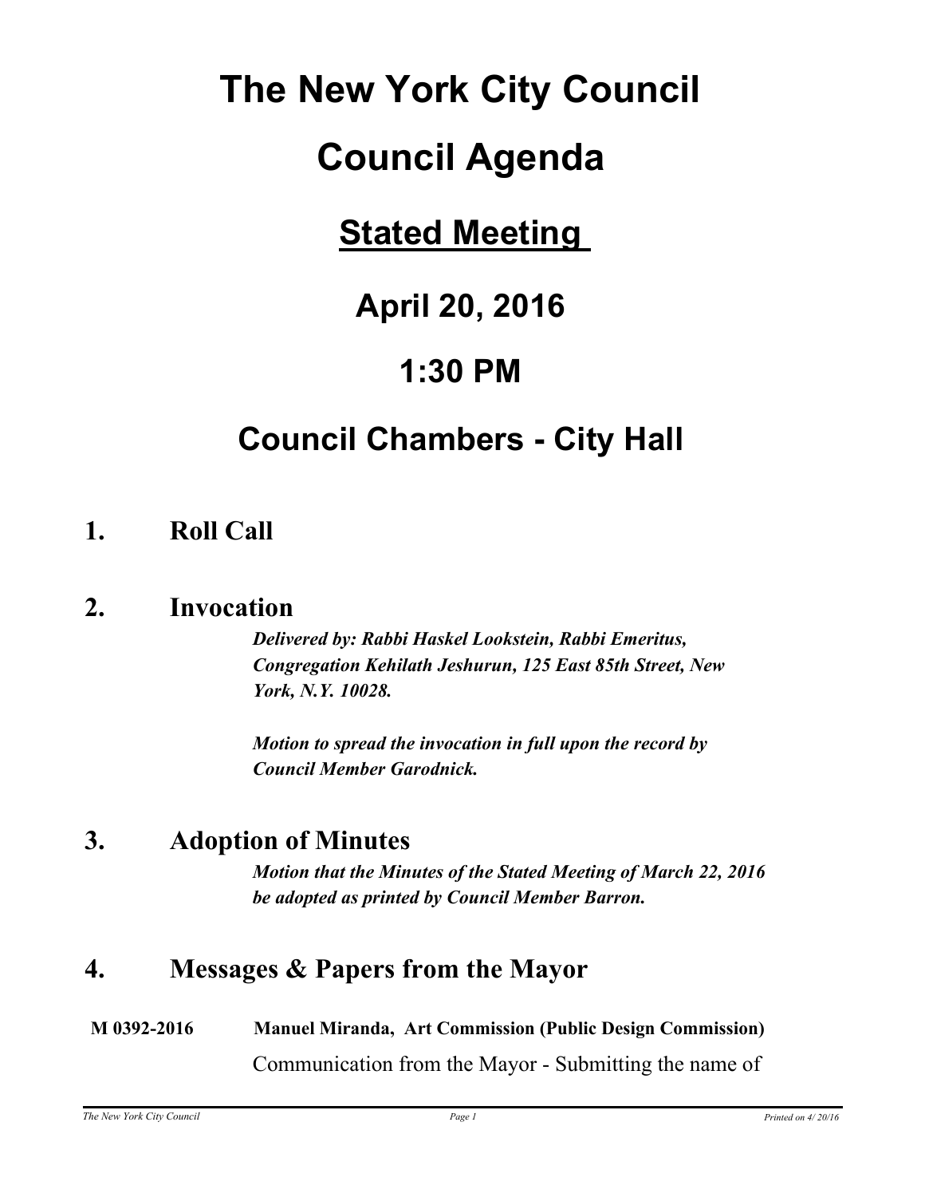# The New York City Council

# Council Agenda

## Stated Meeting

## April 20, 2016

## 1:30 PM

## Council Chambers - City Hall

### 1. Roll Call

### 2. Invocation

***Delivered by: Rabbi Haskel Lookstein, Rabbi Emeritus, Congregation Kehilath Jeshurun, 125 East 85th Street, New York, N.Y. 10028.***

***Motion to spread the invocation in full upon the record by Council Member Garodnick.***

### 3. Adoption of Minutes

***Motion that the Minutes of the Stated Meeting of March 22, 2016 be adopted as printed by Council Member Barron.***

### 4. Messages & Papers from the Mayor

**M 0392-2016** **Manuel Miranda, Art Commission (Public Design Commission)**

Communication from the Mayor - Submitting the name of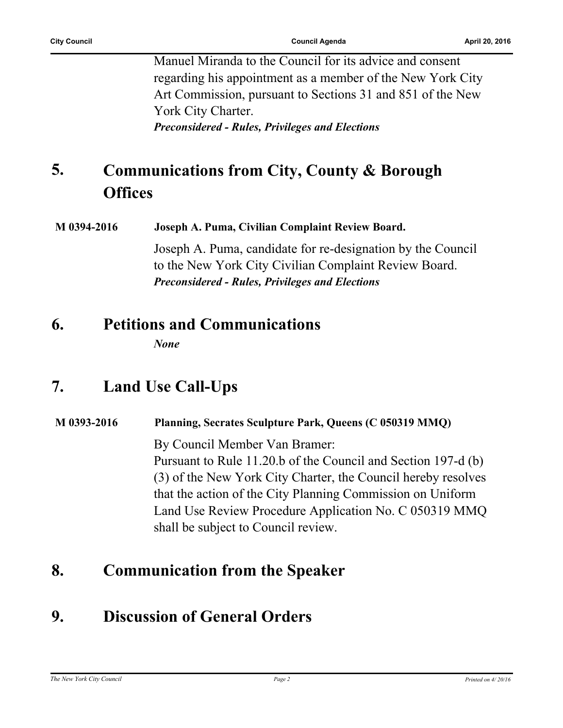Manuel Miranda to the Council for its advice and consent regarding his appointment as a member of the New York City Art Commission, pursuant to Sections 31 and 851 of the New York City Charter.
***Preconsidered - Rules, Privileges and Elections***

## 5. Communications from City, County & Borough Offices

**M 0394-2016** **Joseph A. Puma, Civilian Complaint Review Board.**

Joseph A. Puma, candidate for re-designation by the Council to the New York City Civilian Complaint Review Board.
***Preconsidered - Rules, Privileges and Elections***

## 6. Petitions and Communications

***None***

## 7. Land Use Call-Ups

**M 0393-2016** **Planning, Secrates Sculpture Park, Queens (C 050319 MMQ)**

By Council Member Van Bramer:
Pursuant to Rule 11.20.b of the Council and Section 197-d (b) (3) of the New York City Charter, the Council hereby resolves that the action of the City Planning Commission on Uniform Land Use Review Procedure Application No. C 050319 MMQ shall be subject to Council review.

## 8. Communication from the Speaker

## 9. Discussion of General Orders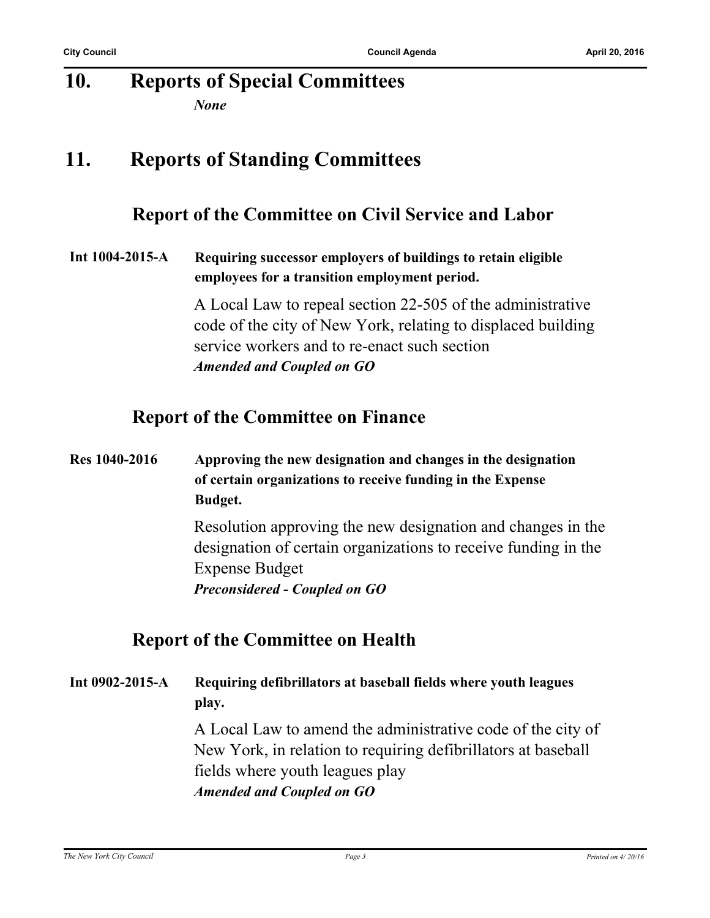# 10. Reports of Special Committees

*None*

# 11. Reports of Standing Committees

## Report of the Committee on Civil Service and Labor

**Int 1004-2015-A** **Requiring successor employers of buildings to retain eligible employees for a transition employment period.**

A Local Law to repeal section 22-505 of the administrative code of the city of New York, relating to displaced building service workers and to re-enact such section

***Amended and Coupled on GO***

## Report of the Committee on Finance

**Res 1040-2016** **Approving the new designation and changes in the designation of certain organizations to receive funding in the Expense Budget.**

Resolution approving the new designation and changes in the designation of certain organizations to receive funding in the Expense Budget

***Preconsidered - Coupled on GO***

## Report of the Committee on Health

**Int 0902-2015-A** **Requiring defibrillators at baseball fields where youth leagues play.**

A Local Law to amend the administrative code of the city of New York, in relation to requiring defibrillators at baseball fields where youth leagues play

***Amended and Coupled on GO***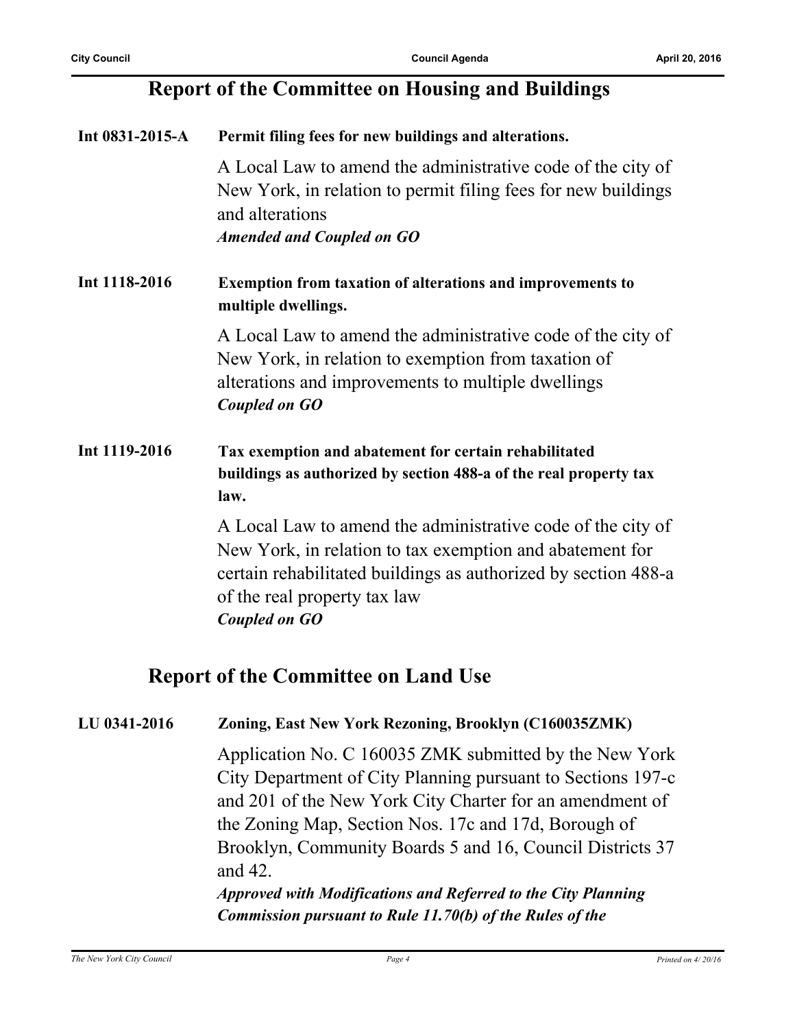## Report of the Committee on Housing and Buildings

**Int 0831-2015-A** **Permit filing fees for new buildings and alterations.**

A Local Law to amend the administrative code of the city of New York, in relation to permit filing fees for new buildings and alterations

***Amended and Coupled on GO***

**Int 1118-2016** **Exemption from taxation of alterations and improvements to multiple dwellings.**

A Local Law to amend the administrative code of the city of New York, in relation to exemption from taxation of alterations and improvements to multiple dwellings

***Coupled on GO***

**Int 1119-2016** **Tax exemption and abatement for certain rehabilitated buildings as authorized by section 488-a of the real property tax law.**

A Local Law to amend the administrative code of the city of New York, in relation to tax exemption and abatement for certain rehabilitated buildings as authorized by section 488-a of the real property tax law

***Coupled on GO***

## Report of the Committee on Land Use

**LU 0341-2016** **Zoning, East New York Rezoning, Brooklyn (C160035ZMK)**

Application No. C 160035 ZMK submitted by the New York City Department of City Planning pursuant to Sections 197-c and 201 of the New York City Charter for an amendment of the Zoning Map, Section Nos. 17c and 17d, Borough of Brooklyn, Community Boards 5 and 16, Council Districts 37 and 42.

***Approved with Modifications and Referred to the City Planning Commission pursuant to Rule 11.70(b) of the Rules of the***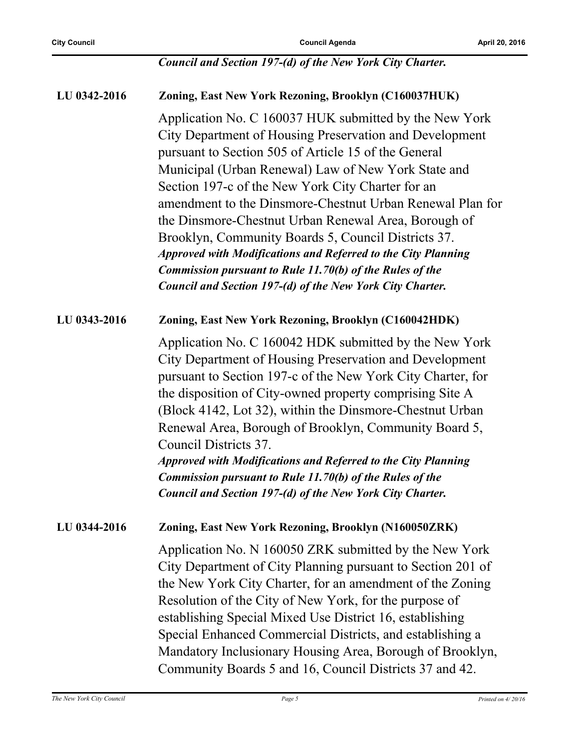***Council and Section 197-(d) of the New York City Charter.***

**LU 0342-2016** **Zoning, East New York Rezoning, Brooklyn (C160037HUK)**

Application No. C 160037 HUK submitted by the New York City Department of Housing Preservation and Development pursuant to Section 505 of Article 15 of the General Municipal (Urban Renewal) Law of New York State and Section 197-c of the New York City Charter for an amendment to the Dinsmore-Chestnut Urban Renewal Plan for the Dinsmore-Chestnut Urban Renewal Area, Borough of Brooklyn, Community Boards 5, Council Districts 37.
***Approved with Modifications and Referred to the City Planning Commission pursuant to Rule 11.70(b) of the Rules of the Council and Section 197-(d) of the New York City Charter.***

**LU 0343-2016** **Zoning, East New York Rezoning, Brooklyn (C160042HDK)**

Application No. C 160042 HDK submitted by the New York City Department of Housing Preservation and Development pursuant to Section 197-c of the New York City Charter, for the disposition of City-owned property comprising Site A (Block 4142, Lot 32), within the Dinsmore-Chestnut Urban Renewal Area, Borough of Brooklyn, Community Board 5, Council Districts 37.
***Approved with Modifications and Referred to the City Planning Commission pursuant to Rule 11.70(b) of the Rules of the Council and Section 197-(d) of the New York City Charter.***

**LU 0344-2016** **Zoning, East New York Rezoning, Brooklyn (N160050ZRK)**

Application No. N 160050 ZRK submitted by the New York City Department of City Planning pursuant to Section 201 of the New York City Charter, for an amendment of the Zoning Resolution of the City of New York, for the purpose of establishing Special Mixed Use District 16, establishing Special Enhanced Commercial Districts, and establishing a Mandatory Inclusionary Housing Area, Borough of Brooklyn, Community Boards 5 and 16, Council Districts 37 and 42.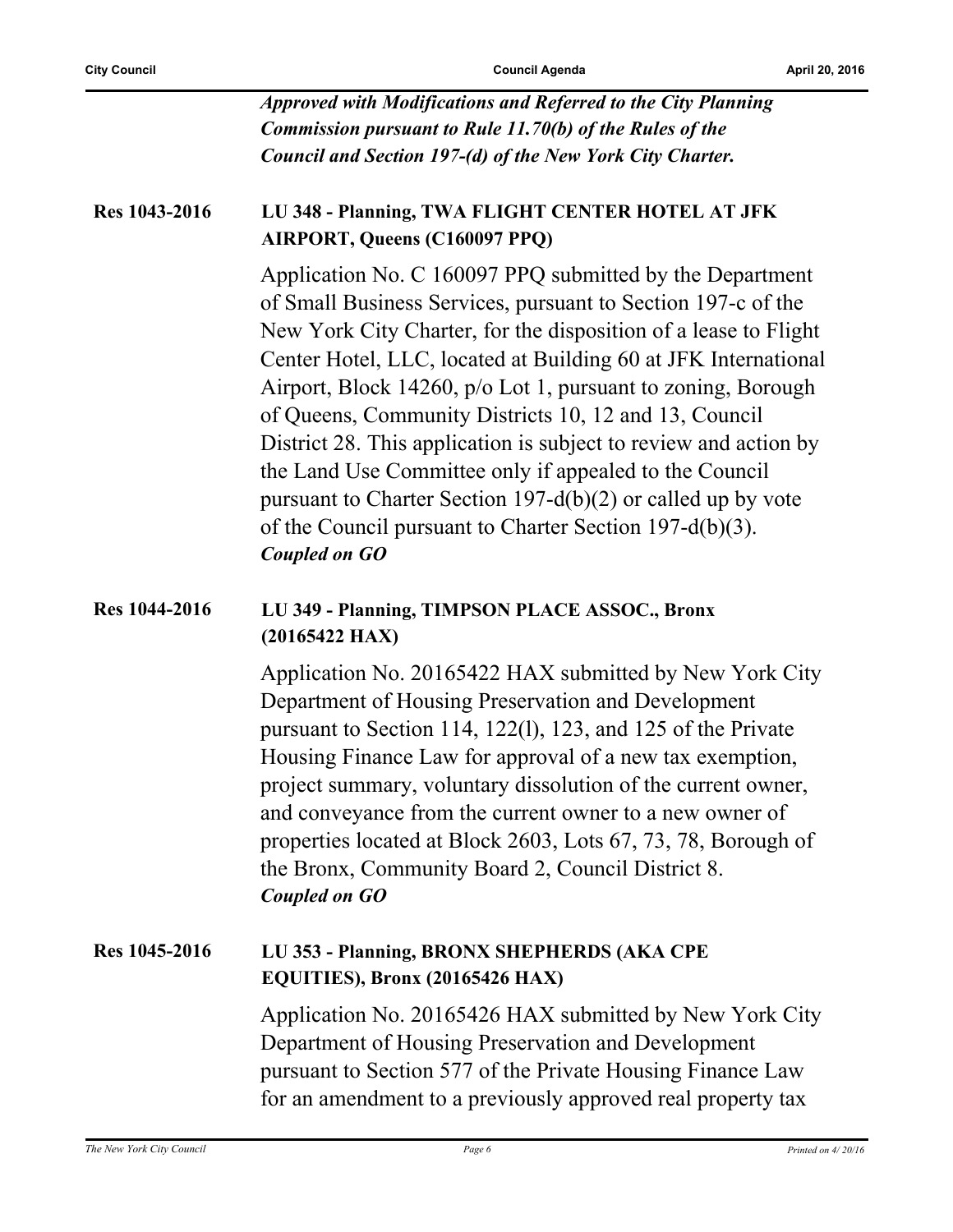***Approved with Modifications and Referred to the City Planning Commission pursuant to Rule 11.70(b) of the Rules of the Council and Section 197-(d) of the New York City Charter.***

**Res 1043-2016** **LU 348 - Planning, TWA FLIGHT CENTER HOTEL AT JFK AIRPORT, Queens (C160097 PPQ)**

Application No. C 160097 PPQ submitted by the Department of Small Business Services, pursuant to Section 197-c of the New York City Charter, for the disposition of a lease to Flight Center Hotel, LLC, located at Building 60 at JFK International Airport, Block 14260, p/o Lot 1, pursuant to zoning, Borough of Queens, Community Districts 10, 12 and 13, Council District 28. This application is subject to review and action by the Land Use Committee only if appealed to the Council pursuant to Charter Section 197-d(b)(2) or called up by vote of the Council pursuant to Charter Section 197-d(b)(3).
***Coupled on GO***

**Res 1044-2016** **LU 349 - Planning, TIMPSON PLACE ASSOC., Bronx (20165422 HAX)**

Application No. 20165422 HAX submitted by New York City Department of Housing Preservation and Development pursuant to Section 114, 122(l), 123, and 125 of the Private Housing Finance Law for approval of a new tax exemption, project summary, voluntary dissolution of the current owner, and conveyance from the current owner to a new owner of properties located at Block 2603, Lots 67, 73, 78, Borough of the Bronx, Community Board 2, Council District 8.
***Coupled on GO***

**Res 1045-2016** **LU 353 - Planning, BRONX SHEPHERDS (AKA CPE EQUITIES), Bronx (20165426 HAX)**

Application No. 20165426 HAX submitted by New York City Department of Housing Preservation and Development pursuant to Section 577 of the Private Housing Finance Law for an amendment to a previously approved real property tax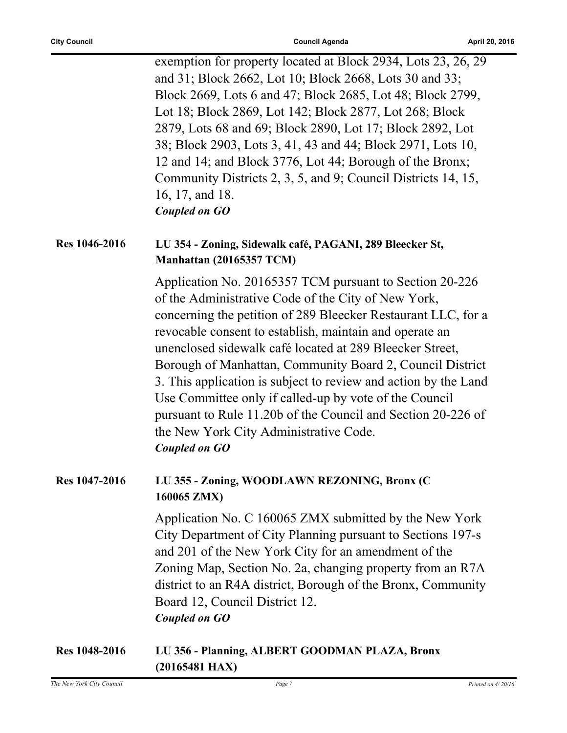exemption for property located at Block 2934, Lots 23, 26, 29 and 31; Block 2662, Lot 10; Block 2668, Lots 30 and 33; Block 2669, Lots 6 and 47; Block 2685, Lot 48; Block 2799, Lot 18; Block 2869, Lot 142; Block 2877, Lot 268; Block 2879, Lots 68 and 69; Block 2890, Lot 17; Block 2892, Lot 38; Block 2903, Lots 3, 41, 43 and 44; Block 2971, Lots 10, 12 and 14; and Block 3776, Lot 44; Borough of the Bronx; Community Districts 2, 3, 5, and 9; Council Districts 14, 15, 16, 17, and 18.

***Coupled on GO***

**Res 1046-2016** **LU 354 - Zoning, Sidewalk café, PAGANI, 289 Bleecker St, Manhattan (20165357 TCM)**

Application No. 20165357 TCM pursuant to Section 20-226 of the Administrative Code of the City of New York, concerning the petition of 289 Bleecker Restaurant LLC, for a revocable consent to establish, maintain and operate an unenclosed sidewalk café located at 289 Bleecker Street, Borough of Manhattan, Community Board 2, Council District 3. This application is subject to review and action by the Land Use Committee only if called-up by vote of the Council pursuant to Rule 11.20b of the Council and Section 20-226 of the New York City Administrative Code.

***Coupled on GO***

**Res 1047-2016** **LU 355 - Zoning, WOODLAWN REZONING, Bronx (C 160065 ZMX)**

Application No. C 160065 ZMX submitted by the New York City Department of City Planning pursuant to Sections 197-s and 201 of the New York City for an amendment of the Zoning Map, Section No. 2a, changing property from an R7A district to an R4A district, Borough of the Bronx, Community Board 12, Council District 12.

***Coupled on GO***

**Res 1048-2016** **LU 356 - Planning, ALBERT GOODMAN PLAZA, Bronx (20165481 HAX)**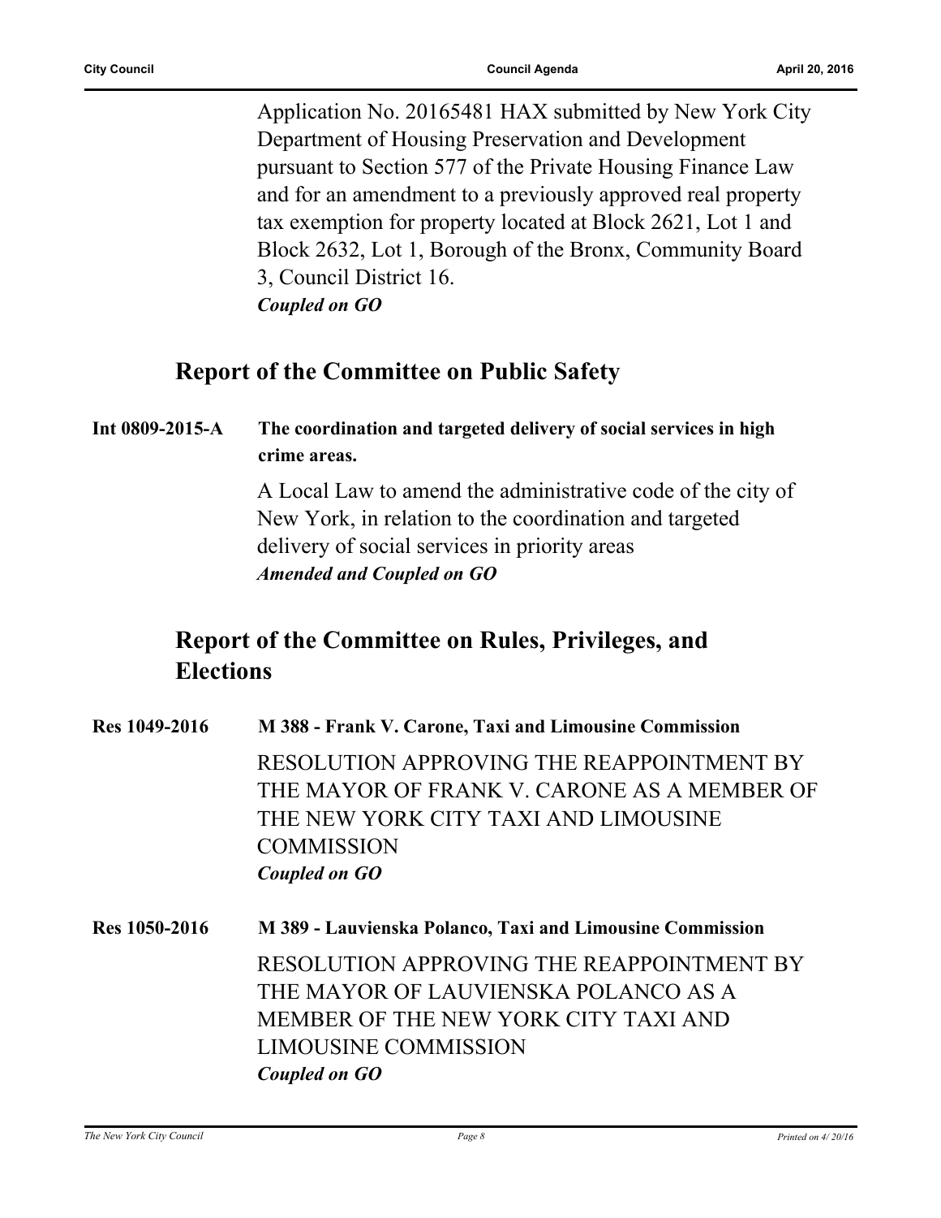Application No. 20165481 HAX submitted by New York City Department of Housing Preservation and Development pursuant to Section 577 of the Private Housing Finance Law and for an amendment to a previously approved real property tax exemption for property located at Block 2621, Lot 1 and Block 2632, Lot 1, Borough of the Bronx, Community Board 3, Council District 16.
***Coupled on GO***

## Report of the Committee on Public Safety

**Int 0809-2015-A** **The coordination and targeted delivery of social services in high crime areas.**

A Local Law to amend the administrative code of the city of New York, in relation to the coordination and targeted delivery of social services in priority areas
***Amended and Coupled on GO***

## Report of the Committee on Rules, Privileges, and Elections

**Res 1049-2016** **M 388 - Frank V. Carone, Taxi and Limousine Commission**

RESOLUTION APPROVING THE REAPPOINTMENT BY THE MAYOR OF FRANK V. CARONE AS A MEMBER OF THE NEW YORK CITY TAXI AND LIMOUSINE COMMISSION
***Coupled on GO***

**Res 1050-2016** **M 389 - Lauvienska Polanco, Taxi and Limousine Commission**

RESOLUTION APPROVING THE REAPPOINTMENT BY THE MAYOR OF LAUVIENSKA POLANCO AS A MEMBER OF THE NEW YORK CITY TAXI AND LIMOUSINE COMMISSION
***Coupled on GO***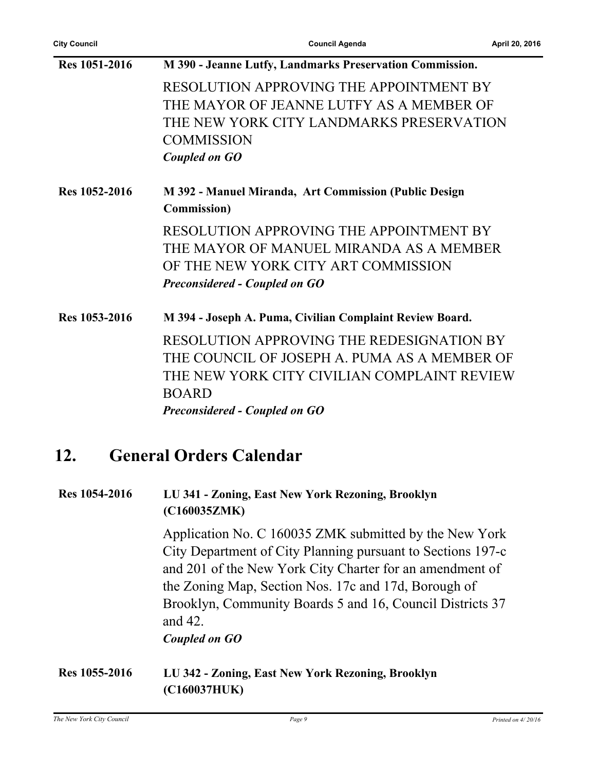**Res 1051-2016** **M 390 - Jeanne Lutfy, Landmarks Preservation Commission.**

RESOLUTION APPROVING THE APPOINTMENT BY THE MAYOR OF JEANNE LUTFY AS A MEMBER OF THE NEW YORK CITY LANDMARKS PRESERVATION COMMISSION

***Coupled on GO***

**Res 1052-2016** **M 392 - Manuel Miranda, Art Commission (Public Design Commission)**

RESOLUTION APPROVING THE APPOINTMENT BY THE MAYOR OF MANUEL MIRANDA AS A MEMBER OF THE NEW YORK CITY ART COMMISSION

***Preconsidered - Coupled on GO***

**Res 1053-2016** **M 394 - Joseph A. Puma, Civilian Complaint Review Board.**

RESOLUTION APPROVING THE REDESIGNATION BY THE COUNCIL OF JOSEPH A. PUMA AS A MEMBER OF THE NEW YORK CITY CIVILIAN COMPLAINT REVIEW BOARD

***Preconsidered - Coupled on GO***

## 12. General Orders Calendar

**Res 1054-2016** **LU 341 - Zoning, East New York Rezoning, Brooklyn (C160035ZMK)**

Application No. C 160035 ZMK submitted by the New York City Department of City Planning pursuant to Sections 197-c and 201 of the New York City Charter for an amendment of the Zoning Map, Section Nos. 17c and 17d, Borough of Brooklyn, Community Boards 5 and 16, Council Districts 37 and 42.

***Coupled on GO***

**Res 1055-2016** **LU 342 - Zoning, East New York Rezoning, Brooklyn (C160037HUK)**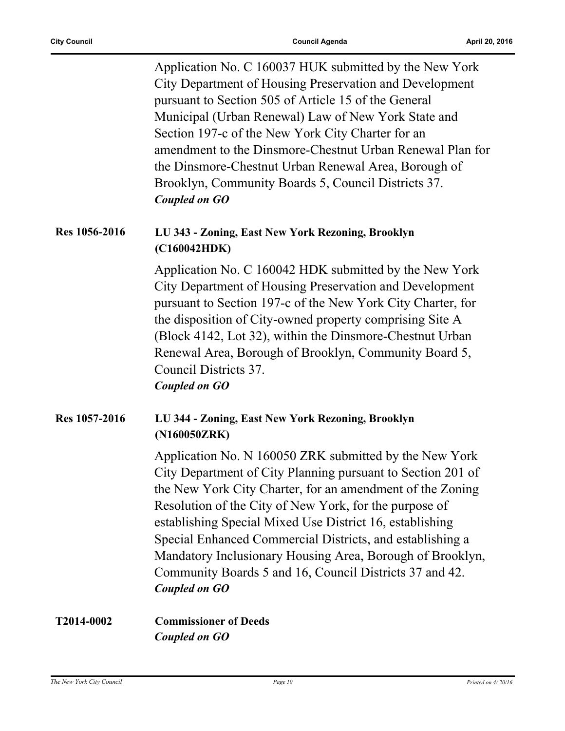Application No. C 160037 HUK submitted by the New York City Department of Housing Preservation and Development pursuant to Section 505 of Article 15 of the General Municipal (Urban Renewal) Law of New York State and Section 197-c of the New York City Charter for an amendment to the Dinsmore-Chestnut Urban Renewal Plan for the Dinsmore-Chestnut Urban Renewal Area, Borough of Brooklyn, Community Boards 5, Council Districts 37.

***Coupled on GO***

**Res 1056-2016** **LU 343 - Zoning, East New York Rezoning, Brooklyn (C160042HDK)**

Application No. C 160042 HDK submitted by the New York City Department of Housing Preservation and Development pursuant to Section 197-c of the New York City Charter, for the disposition of City-owned property comprising Site A (Block 4142, Lot 32), within the Dinsmore-Chestnut Urban Renewal Area, Borough of Brooklyn, Community Board 5, Council Districts 37.

***Coupled on GO***

**Res 1057-2016** **LU 344 - Zoning, East New York Rezoning, Brooklyn (N160050ZRK)**

Application No. N 160050 ZRK submitted by the New York City Department of City Planning pursuant to Section 201 of the New York City Charter, for an amendment of the Zoning Resolution of the City of New York, for the purpose of establishing Special Mixed Use District 16, establishing Special Enhanced Commercial Districts, and establishing a Mandatory Inclusionary Housing Area, Borough of Brooklyn, Community Boards 5 and 16, Council Districts 37 and 42.

***Coupled on GO***

**T2014-0002** **Commissioner of Deeds**

***Coupled on GO***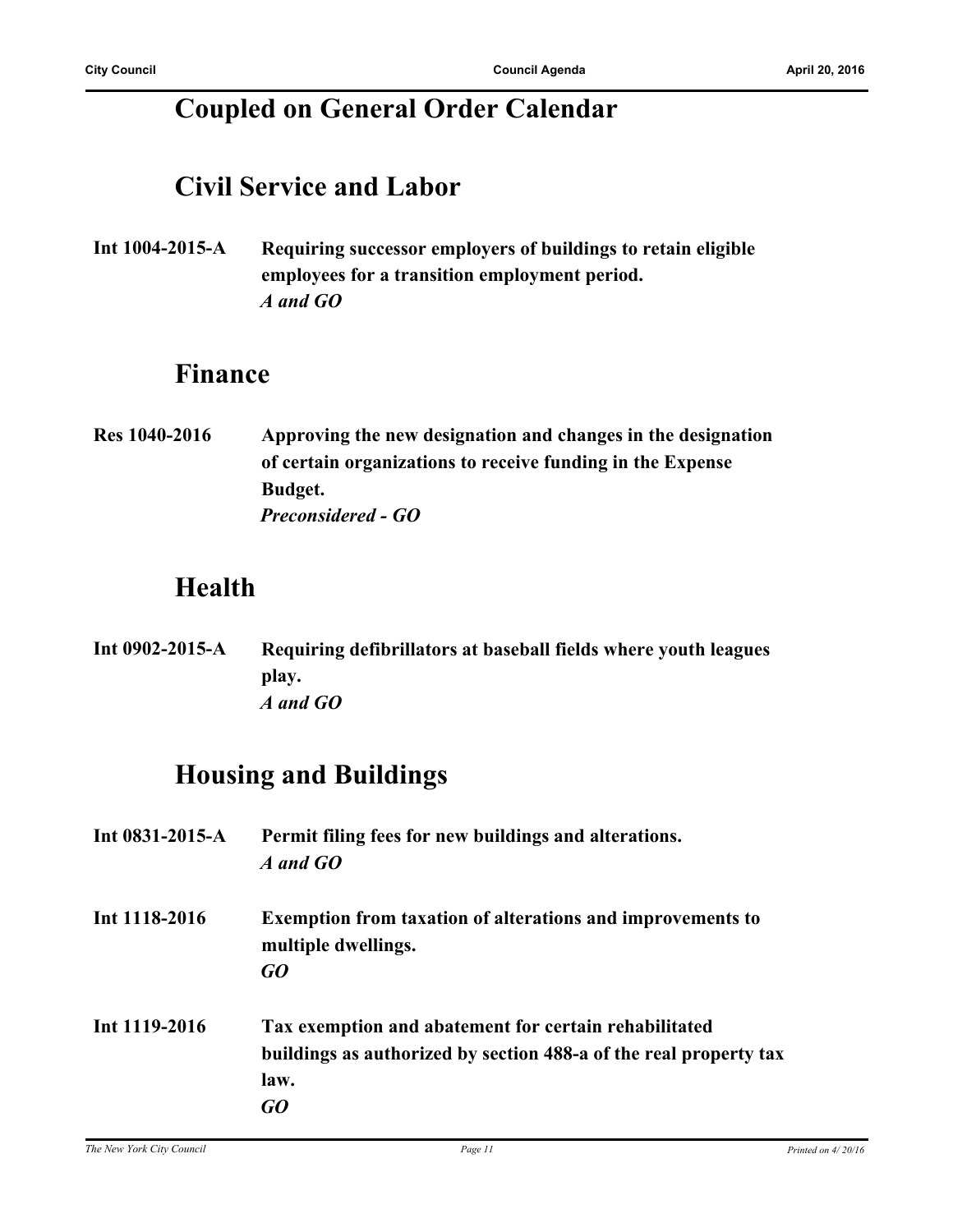# Coupled on General Order Calendar

## Civil Service and Labor

**Int 1004-2015-A** **Requiring successor employers of buildings to retain eligible employees for a transition employment period.**
***A and GO***

## Finance

**Res 1040-2016** **Approving the new designation and changes in the designation of certain organizations to receive funding in the Expense Budget.**
***Preconsidered - GO***

## Health

**Int 0902-2015-A** **Requiring defibrillators at baseball fields where youth leagues play.**
***A and GO***

## Housing and Buildings

**Int 0831-2015-A** **Permit filing fees for new buildings and alterations.**
***A and GO***

**Int 1118-2016** **Exemption from taxation of alterations and improvements to multiple dwellings.**
***GO***

**Int 1119-2016** **Tax exemption and abatement for certain rehabilitated buildings as authorized by section 488-a of the real property tax law.**
***GO***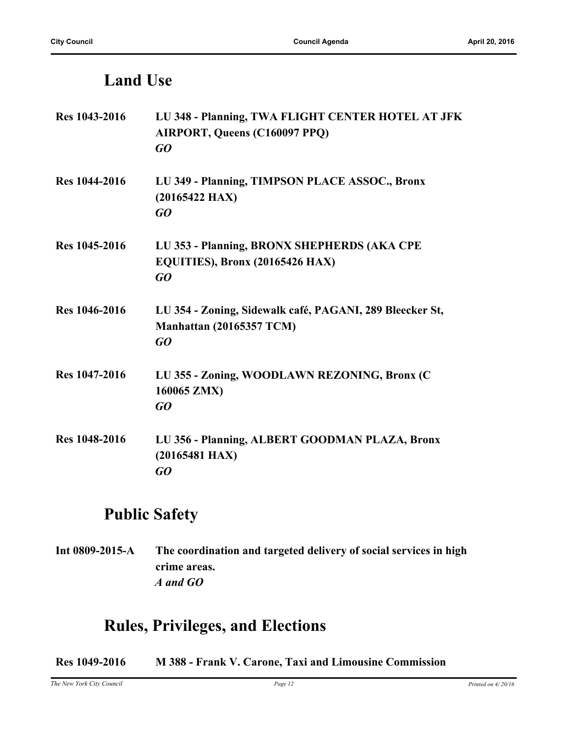## Land Use

**Res 1043-2016** **LU 348 - Planning, TWA FLIGHT CENTER HOTEL AT JFK AIRPORT, Queens (C160097 PPQ)**
***GO***

**Res 1044-2016** **LU 349 - Planning, TIMPSON PLACE ASSOC., Bronx (20165422 HAX)**
***GO***

**Res 1045-2016** **LU 353 - Planning, BRONX SHEPHERDS (AKA CPE EQUITIES), Bronx (20165426 HAX)**
***GO***

**Res 1046-2016** **LU 354 - Zoning, Sidewalk café, PAGANI, 289 Bleecker St, Manhattan (20165357 TCM)**
***GO***

**Res 1047-2016** **LU 355 - Zoning, WOODLAWN REZONING, Bronx (C 160065 ZMX)**
***GO***

**Res 1048-2016** **LU 356 - Planning, ALBERT GOODMAN PLAZA, Bronx (20165481 HAX)**
***GO***

## Public Safety

**Int 0809-2015-A** **The coordination and targeted delivery of social services in high crime areas.**
***A and GO***

## Rules, Privileges, and Elections

**Res 1049-2016** **M 388 - Frank V. Carone, Taxi and Limousine Commission**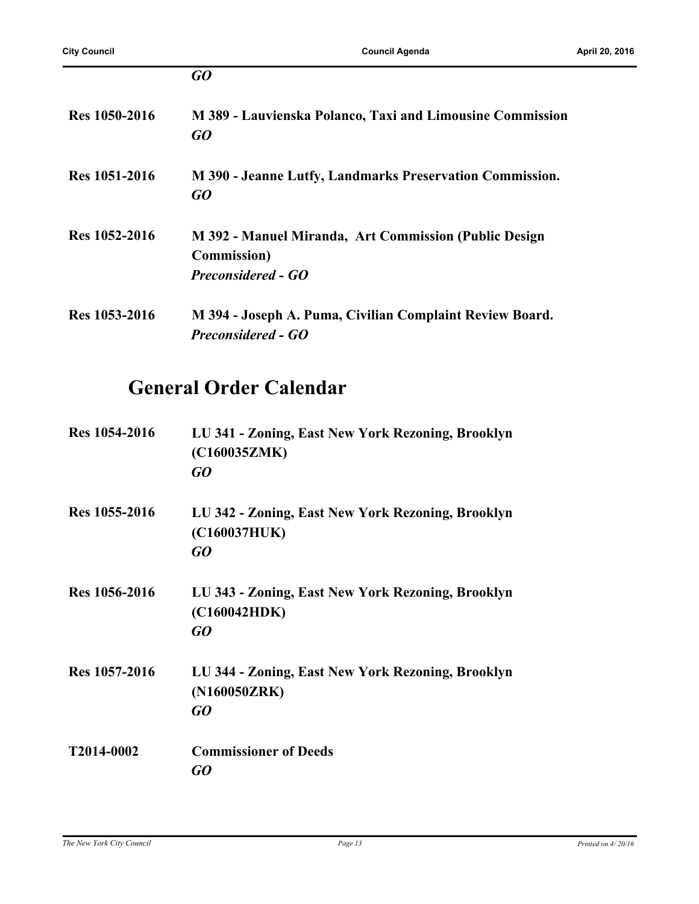*GO*

**Res 1050-2016** **M 389 - Lauvienska Polanco, Taxi and Limousine Commission**
*GO*

**Res 1051-2016** **M 390 - Jeanne Lutfy, Landmarks Preservation Commission.**
*GO*

**Res 1052-2016** **M 392 - Manuel Miranda, Art Commission (Public Design Commission)**
*Preconsidered - GO*

**Res 1053-2016** **M 394 - Joseph A. Puma, Civilian Complaint Review Board.**
*Preconsidered - GO*

## General Order Calendar

**Res 1054-2016** **LU 341 - Zoning, East New York Rezoning, Brooklyn (C160035ZMK)**
*GO*

**Res 1055-2016** **LU 342 - Zoning, East New York Rezoning, Brooklyn (C160037HUK)**
*GO*

**Res 1056-2016** **LU 343 - Zoning, East New York Rezoning, Brooklyn (C160042HDK)**
*GO*

**Res 1057-2016** **LU 344 - Zoning, East New York Rezoning, Brooklyn (N160050ZRK)**
*GO*

**T2014-0002** **Commissioner of Deeds**
*GO*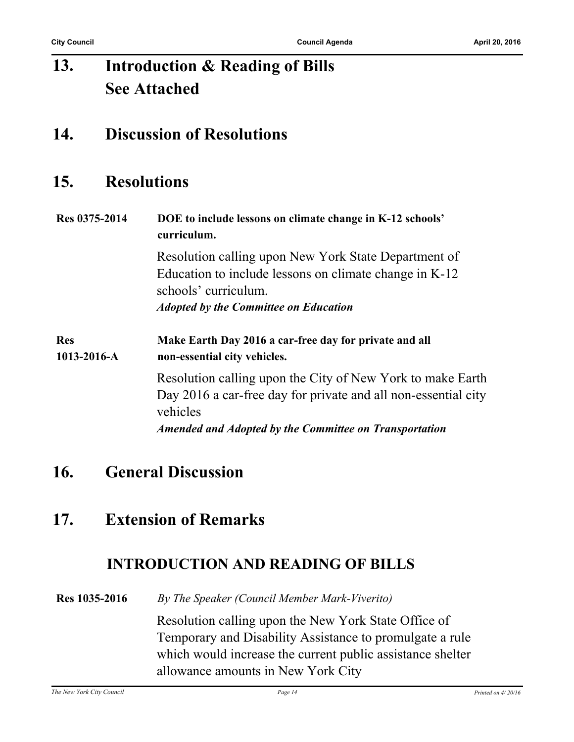## 13. Introduction & Reading of Bills See Attached

## 14. Discussion of Resolutions

## 15. Resolutions

**Res 0375-2014** **DOE to include lessons on climate change in K-12 schools' curriculum.**

Resolution calling upon New York State Department of Education to include lessons on climate change in K-12 schools' curriculum.

***Adopted by the Committee on Education***

**Res 1013-2016-A** **Make Earth Day 2016 a car-free day for private and all non-essential city vehicles.**

Resolution calling upon the City of New York to make Earth Day 2016 a car-free day for private and all non-essential city vehicles

***Amended and Adopted by the Committee on Transportation***

## 16. General Discussion

## 17. Extension of Remarks

### INTRODUCTION AND READING OF BILLS

**Res 1035-2016** *By The Speaker (Council Member Mark-Viverito)*

Resolution calling upon the New York State Office of Temporary and Disability Assistance to promulgate a rule which would increase the current public assistance shelter allowance amounts in New York City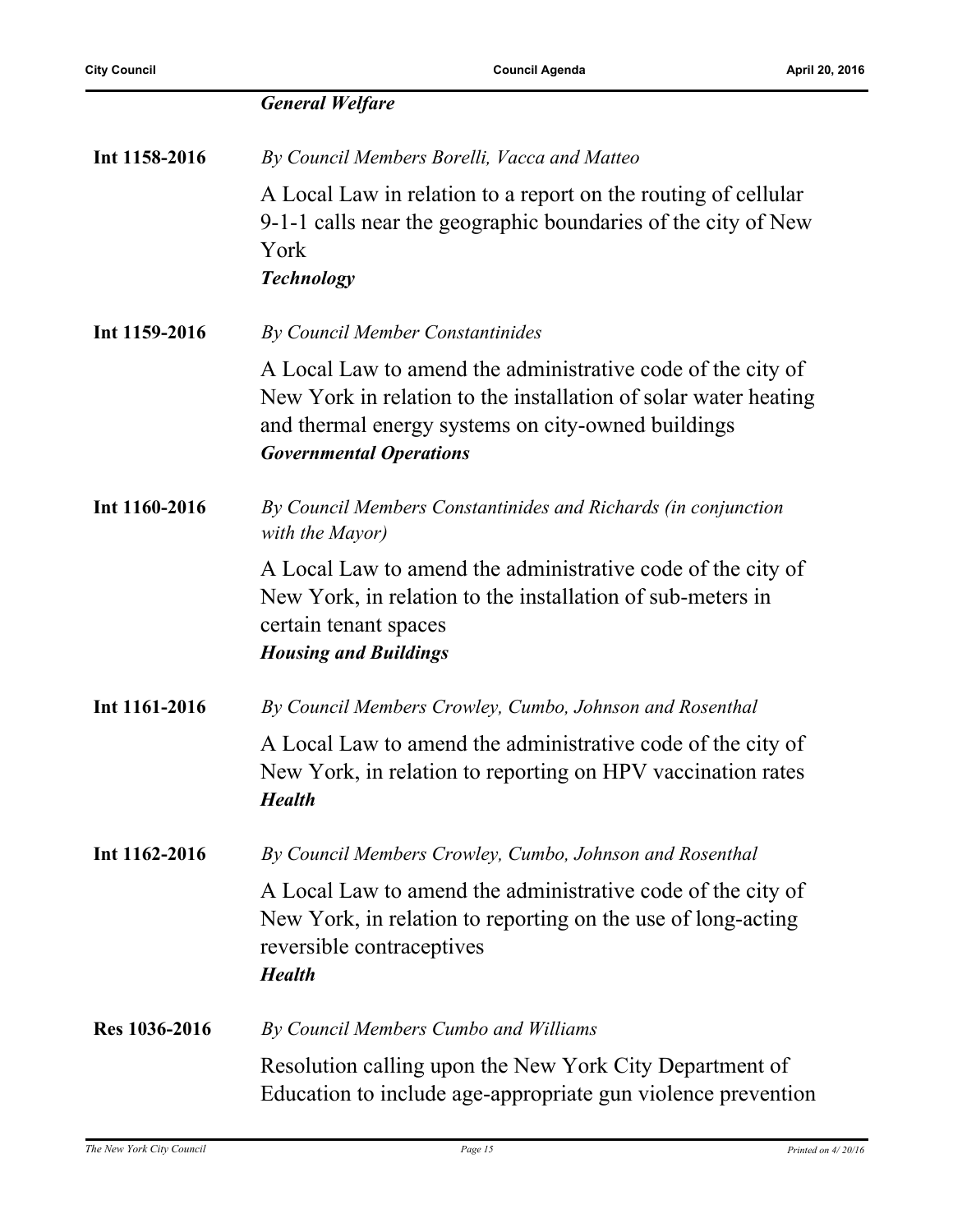***General Welfare***

**Int 1158-2016** *By Council Members Borelli, Vacca and Matteo*

A Local Law in relation to a report on the routing of cellular 9-1-1 calls near the geographic boundaries of the city of New York
***Technology***

**Int 1159-2016** *By Council Member Constantinides*

A Local Law to amend the administrative code of the city of New York in relation to the installation of solar water heating and thermal energy systems on city-owned buildings
***Governmental Operations***

**Int 1160-2016** *By Council Members Constantinides and Richards (in conjunction with the Mayor)*

A Local Law to amend the administrative code of the city of New York, in relation to the installation of sub-meters in certain tenant spaces
***Housing and Buildings***

**Int 1161-2016** *By Council Members Crowley, Cumbo, Johnson and Rosenthal*

A Local Law to amend the administrative code of the city of New York, in relation to reporting on HPV vaccination rates
***Health***

**Int 1162-2016** *By Council Members Crowley, Cumbo, Johnson and Rosenthal*

A Local Law to amend the administrative code of the city of New York, in relation to reporting on the use of long-acting reversible contraceptives
***Health***

**Res 1036-2016** *By Council Members Cumbo and Williams*

Resolution calling upon the New York City Department of Education to include age-appropriate gun violence prevention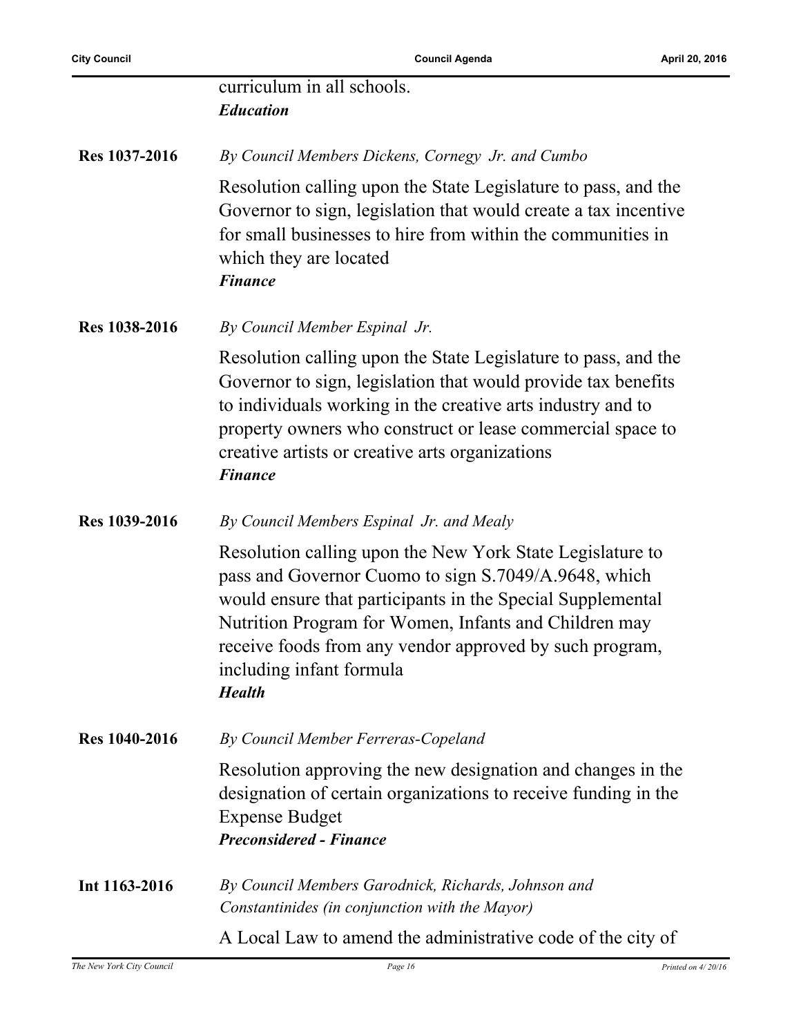curriculum in all schools.
***Education***

**Res 1037-2016** *By Council Members Dickens, Cornegy Jr. and Cumbo*

Resolution calling upon the State Legislature to pass, and the Governor to sign, legislation that would create a tax incentive for small businesses to hire from within the communities in which they are located
***Finance***

**Res 1038-2016** *By Council Member Espinal Jr.*

Resolution calling upon the State Legislature to pass, and the Governor to sign, legislation that would provide tax benefits to individuals working in the creative arts industry and to property owners who construct or lease commercial space to creative artists or creative arts organizations
***Finance***

**Res 1039-2016** *By Council Members Espinal Jr. and Mealy*

Resolution calling upon the New York State Legislature to pass and Governor Cuomo to sign S.7049/A.9648, which would ensure that participants in the Special Supplemental Nutrition Program for Women, Infants and Children may receive foods from any vendor approved by such program, including infant formula
***Health***

**Res 1040-2016** *By Council Member Ferreras-Copeland*

Resolution approving the new designation and changes in the designation of certain organizations to receive funding in the Expense Budget
***Preconsidered - Finance***

**Int 1163-2016** *By Council Members Garodnick, Richards, Johnson and Constantinides (in conjunction with the Mayor)*

A Local Law to amend the administrative code of the city of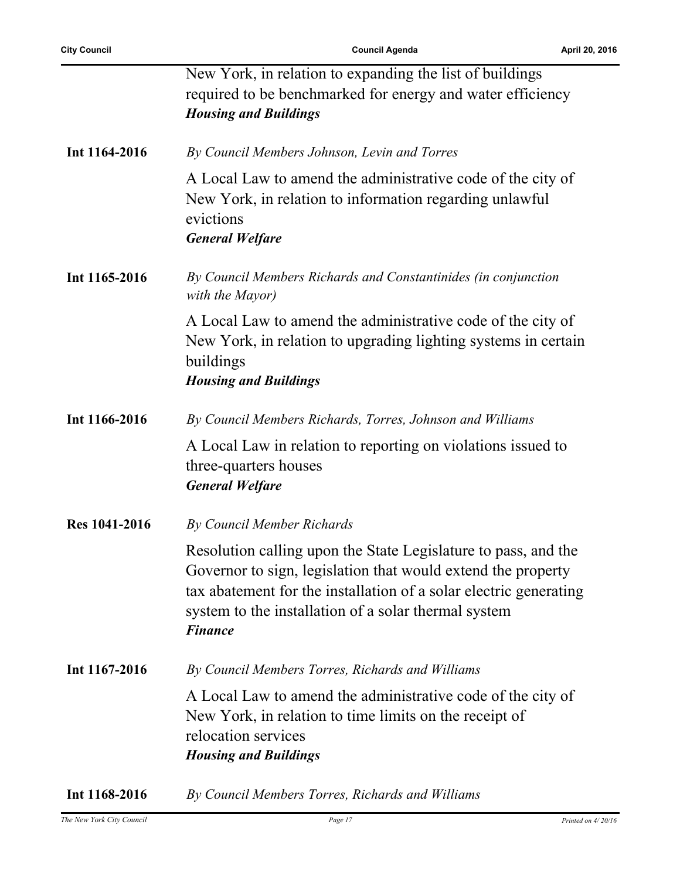New York, in relation to expanding the list of buildings required to be benchmarked for energy and water efficiency
***Housing and Buildings***

**Int 1164-2016** *By Council Members Johnson, Levin and Torres*

A Local Law to amend the administrative code of the city of New York, in relation to information regarding unlawful evictions
***General Welfare***

**Int 1165-2016** *By Council Members Richards and Constantinides (in conjunction with the Mayor)*

A Local Law to amend the administrative code of the city of New York, in relation to upgrading lighting systems in certain buildings
***Housing and Buildings***

**Int 1166-2016** *By Council Members Richards, Torres, Johnson and Williams*

A Local Law in relation to reporting on violations issued to three-quarters houses
***General Welfare***

**Res 1041-2016** *By Council Member Richards*

Resolution calling upon the State Legislature to pass, and the Governor to sign, legislation that would extend the property tax abatement for the installation of a solar electric generating system to the installation of a solar thermal system
***Finance***

**Int 1167-2016** *By Council Members Torres, Richards and Williams*

A Local Law to amend the administrative code of the city of New York, in relation to time limits on the receipt of relocation services
***Housing and Buildings***

**Int 1168-2016** *By Council Members Torres, Richards and Williams*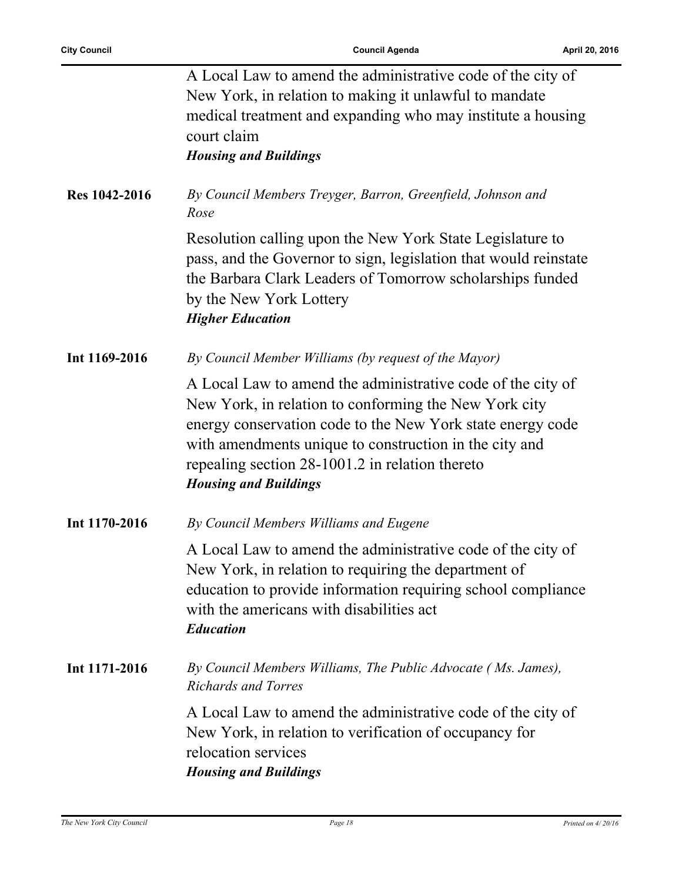A Local Law to amend the administrative code of the city of New York, in relation to making it unlawful to mandate medical treatment and expanding who may institute a housing court claim
***Housing and Buildings***

**Res 1042-2016**

*By Council Members Treyger, Barron, Greenfield, Johnson and Rose*

Resolution calling upon the New York State Legislature to pass, and the Governor to sign, legislation that would reinstate the Barbara Clark Leaders of Tomorrow scholarships funded by the New York Lottery
***Higher Education***

**Int 1169-2016**

*By Council Member Williams (by request of the Mayor)*

A Local Law to amend the administrative code of the city of New York, in relation to conforming the New York city energy conservation code to the New York state energy code with amendments unique to construction in the city and repealing section 28-1001.2 in relation thereto
***Housing and Buildings***

**Int 1170-2016**

*By Council Members Williams and Eugene*

A Local Law to amend the administrative code of the city of New York, in relation to requiring the department of education to provide information requiring school compliance with the americans with disabilities act
***Education***

**Int 1171-2016**

*By Council Members Williams, The Public Advocate ( Ms. James), Richards and Torres*

A Local Law to amend the administrative code of the city of New York, in relation to verification of occupancy for relocation services
***Housing and Buildings***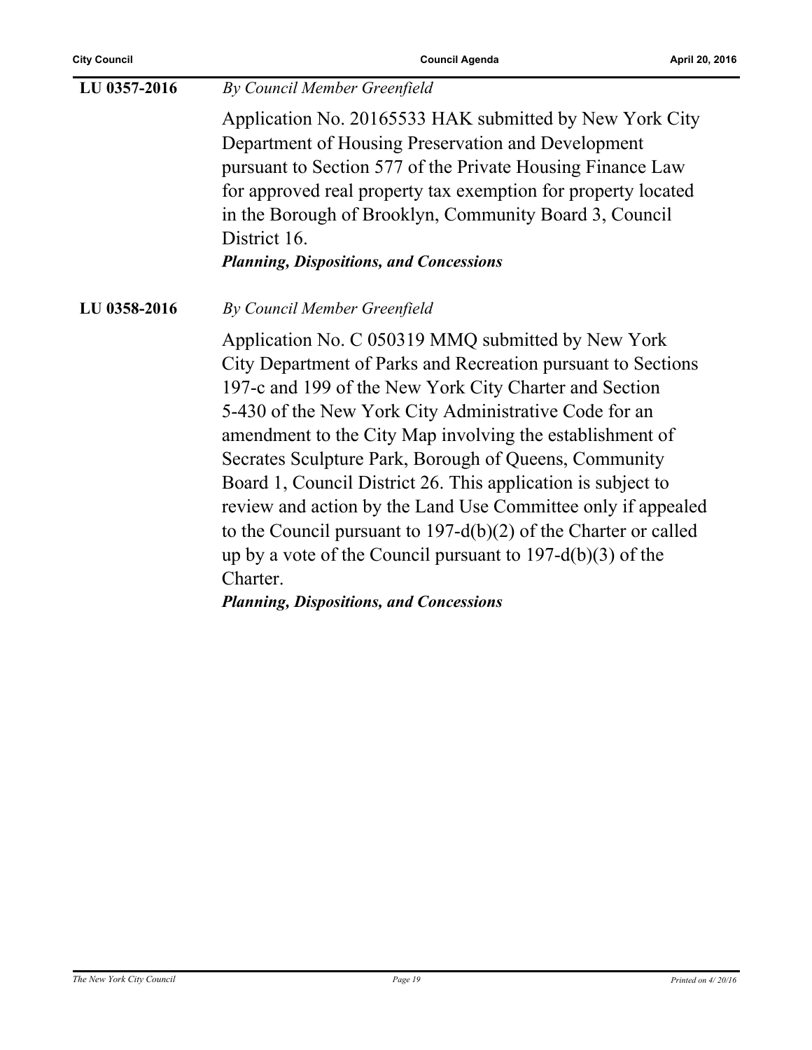**LU 0357-2016**

*By Council Member Greenfield*

Application No. 20165533 HAK submitted by New York City Department of Housing Preservation and Development pursuant to Section 577 of the Private Housing Finance Law for approved real property tax exemption for property located in the Borough of Brooklyn, Community Board 3, Council District 16.

***Planning, Dispositions, and Concessions***

**LU 0358-2016**

*By Council Member Greenfield*

Application No. C 050319 MMQ submitted by New York City Department of Parks and Recreation pursuant to Sections 197-c and 199 of the New York City Charter and Section 5-430 of the New York City Administrative Code for an amendment to the City Map involving the establishment of Secrates Sculpture Park, Borough of Queens, Community Board 1, Council District 26. This application is subject to review and action by the Land Use Committee only if appealed to the Council pursuant to 197-d(b)(2) of the Charter or called up by a vote of the Council pursuant to 197-d(b)(3) of the Charter.

***Planning, Dispositions, and Concessions***